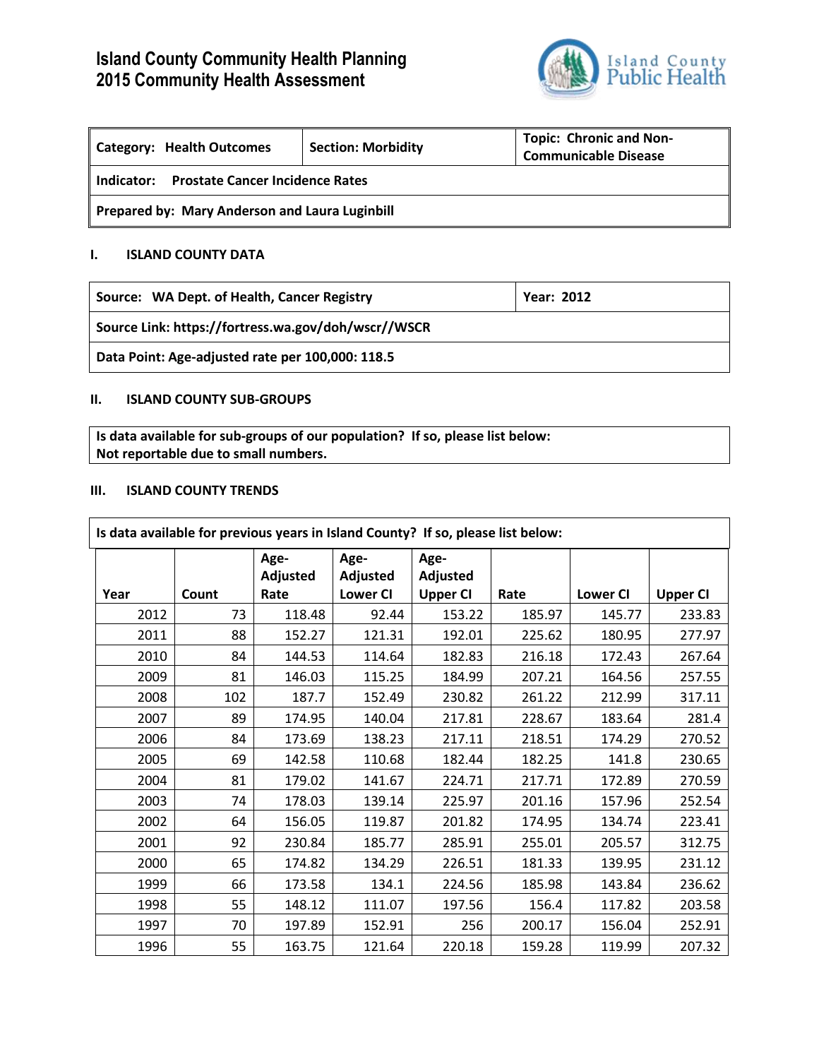# Island County Community Health Planning
# 2015 Community Health Assessment

| Category: Health Outcomes | Section: Morbidity | Topic: Chronic and Non-Communicable Disease |
|---|---|---|
| Indicator: Prostate Cancer Incidence Rates | | |
| Prepared by: Mary Anderson and Laura Luginbill | | |

## I. ISLAND COUNTY DATA

| Source: WA Dept. of Health, Cancer Registry | Year: 2012 |
|---|---|
| Source Link: https://fortress.wa.gov/doh/wscr//WSCR | |
| Data Point: Age-adjusted rate per 100,000: 118.5 | |

## II. ISLAND COUNTY SUB-GROUPS

**Is data available for sub-groups of our population? If so, please list below:**
**Not reportable due to small numbers.**

## III. ISLAND COUNTY TRENDS

**Is data available for previous years in Island County? If so, please list below:**

| Year | Count | Age-Adjusted Rate | Age-Adjusted Lower CI | Age-Adjusted Upper CI | Rate | Lower CI | Upper CI |
|---|---|---|---|---|---|---|---|
| 2012 | 73 | 118.48 | 92.44 | 153.22 | 185.97 | 145.77 | 233.83 |
| 2011 | 88 | 152.27 | 121.31 | 192.01 | 225.62 | 180.95 | 277.97 |
| 2010 | 84 | 144.53 | 114.64 | 182.83 | 216.18 | 172.43 | 267.64 |
| 2009 | 81 | 146.03 | 115.25 | 184.99 | 207.21 | 164.56 | 257.55 |
| 2008 | 102 | 187.7 | 152.49 | 230.82 | 261.22 | 212.99 | 317.11 |
| 2007 | 89 | 174.95 | 140.04 | 217.81 | 228.67 | 183.64 | 281.4 |
| 2006 | 84 | 173.69 | 138.23 | 217.11 | 218.51 | 174.29 | 270.52 |
| 2005 | 69 | 142.58 | 110.68 | 182.44 | 182.25 | 141.8 | 230.65 |
| 2004 | 81 | 179.02 | 141.67 | 224.71 | 217.71 | 172.89 | 270.59 |
| 2003 | 74 | 178.03 | 139.14 | 225.97 | 201.16 | 157.96 | 252.54 |
| 2002 | 64 | 156.05 | 119.87 | 201.82 | 174.95 | 134.74 | 223.41 |
| 2001 | 92 | 230.84 | 185.77 | 285.91 | 255.01 | 205.57 | 312.75 |
| 2000 | 65 | 174.82 | 134.29 | 226.51 | 181.33 | 139.95 | 231.12 |
| 1999 | 66 | 173.58 | 134.1 | 224.56 | 185.98 | 143.84 | 236.62 |
| 1998 | 55 | 148.12 | 111.07 | 197.56 | 156.4 | 117.82 | 203.58 |
| 1997 | 70 | 197.89 | 152.91 | 256 | 200.17 | 156.04 | 252.91 |
| 1996 | 55 | 163.75 | 121.64 | 220.18 | 159.28 | 119.99 | 207.32 |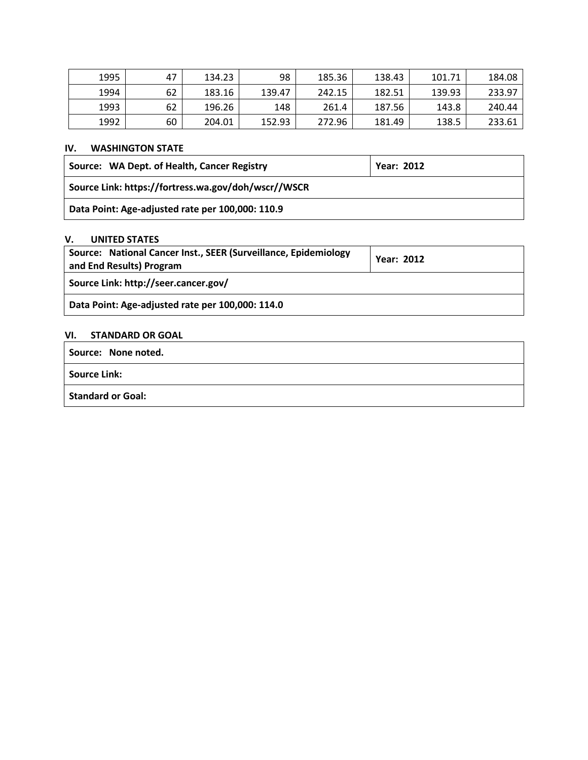| | | | | | | | |
|---|---|---|---|---|---|---|---|
| 1995 | 47 | 134.23 | 98 | 185.36 | 138.43 | 101.71 | 184.08 |
| 1994 | 62 | 183.16 | 139.47 | 242.15 | 182.51 | 139.93 | 233.97 |
| 1993 | 62 | 196.26 | 148 | 261.4 | 187.56 | 143.8 | 240.44 |
| 1992 | 60 | 204.01 | 152.93 | 272.96 | 181.49 | 138.5 | 233.61 |

### IV. WASHINGTON STATE

| | |
|---|---|
| **Source: WA Dept. of Health, Cancer Registry** | **Year: 2012** |
| **Source Link: https://fortress.wa.gov/doh/wscr//WSCR** | |
| **Data Point: Age-adjusted rate per 100,000: 110.9** | |

### V. UNITED STATES

| | |
|---|---|
| **Source: National Cancer Inst., SEER (Surveillance, Epidemiology and End Results) Program** | **Year: 2012** |
| **Source Link: http://seer.cancer.gov/** | |
| **Data Point: Age-adjusted rate per 100,000: 114.0** | |

### VI. STANDARD OR GOAL

| |
|---|
| **Source: None noted.** |
| **Source Link:** |
| **Standard or Goal:** |